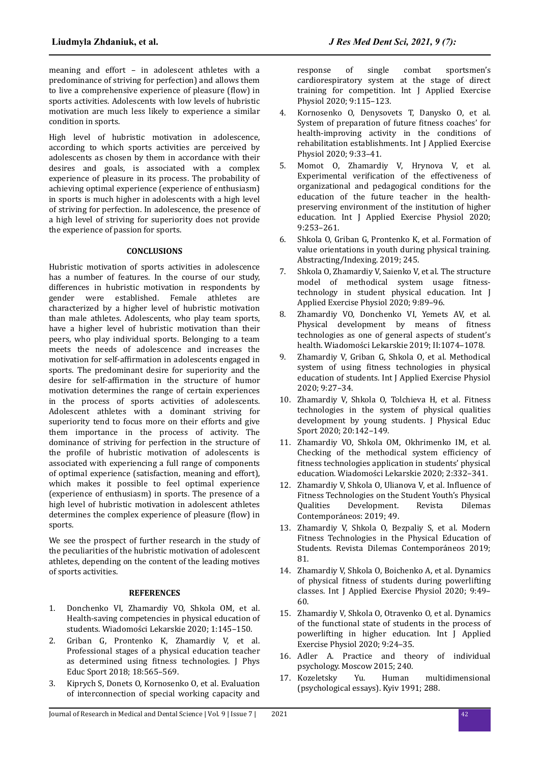meaning and effort – in adolescent athletes with a predominance of striving for perfection) and allows them to live a comprehensive experience of pleasure (flow) in sports activities. Adolescents with low levels of hubristic motivation are much less likely to experience a similar condition in sports.

High level of hubristic motivation in adolescence, according to which sports activities are perceived by adolescents as chosen by them in accordance with their desires and goals, is associated with a complex experience of pleasure in its process. The probability of achieving optimal experience (experience of enthusiasm) in sports is much higher in adolescents with a high level of striving for perfection. In adolescence, the presence of a high level of striving for superiority does not provide the experience of passion for sports.

## CONCLUSIONS

Hubristic motivation of sports activities in adolescence has a number of features. In the course of our study, differences in hubristic motivation in respondents by gender were established. Female athletes are characterized by a higher level of hubristic motivation than male athletes. Adolescents, who play team sports, have a higher level of hubristic motivation than their peers, who play individual sports. Belonging to a team meets the needs of adolescence and increases the motivation for self-affirmation in adolescents engaged in sports. The predominant desire for superiority and the desire for self-affirmation in the structure of humor motivation determines the range of certain experiences in the process of sports activities of adolescents. Adolescent athletes with a dominant striving for superiority tend to focus more on their efforts and give them importance in the process of activity. The dominance of striving for perfection in the structure of the profile of hubristic motivation of adolescents is associated with experiencing a full range of components of optimal experience (satisfaction, meaning and effort), which makes it possible to feel optimal experience (experience of enthusiasm) in sports. The presence of a high level of hubristic motivation in adolescent athletes determines the complex experience of pleasure (flow) in sports.

We see the prospect of further research in the study of the peculiarities of the hubristic motivation of adolescent athletes, depending on the content of the leading motives of sports activities.

## REFERENCES

1. Donchenko VI, Zhamardiy VO, Shkola OM, et al. Health-saving competencies in physical education of students. Wiadomości Lekarskie 2020; 1:145–150.
2. Griban G, Prontenko K, Zhamardiy V, et al. Professional stages of a physical education teacher as determined using fitness technologies. J Phys Educ Sport 2018; 18:565–569.
3. Kiprych S, Donets O, Kornosenko O, et al. Evaluation of interconnection of special working capacity and response of single combat sportsmen's cardiorespiratory system at the stage of direct training for competition. Int J Applied Exercise Physiol 2020; 9:115–123.
4. Kornosenko O, Denysovets T, Danysko O, et al. System of preparation of future fitness coaches' for health-improving activity in the conditions of rehabilitation establishments. Int J Applied Exercise Physiol 2020; 9:33–41.
5. Momot O, Zhamardiy V, Hrynova V, et al. Experimental verification of the effectiveness of organizational and pedagogical conditions for the education of the future teacher in the health-preserving environment of the institution of higher education. Int J Applied Exercise Physiol 2020; 9:253–261.
6. Shkola O, Griban G, Prontenko K, et al. Formation of value orientations in youth during physical training. Abstracting/Indexing. 2019; 245.
7. Shkola O, Zhamardiy V, Saienko V, et al. The structure model of methodical system usage fitness-technology in student physical education. Int J Applied Exercise Physiol 2020; 9:89–96.
8. Zhamardiy VO, Donchenko VI, Yemets AV, et al. Physical development by means of fitness technologies as one of general aspects of student's health. Wiadomości Lekarskie 2019; II:1074–1078.
9. Zhamardiy V, Griban G, Shkola O, et al. Methodical system of using fitness technologies in physical education of students. Int J Applied Exercise Physiol 2020; 9:27–34.
10. Zhamardiy V, Shkola O, Tolchieva H, et al. Fitness technologies in the system of physical qualities development by young students. J Physical Educ Sport 2020; 20:142–149.
11. Zhamardiy VO, Shkola OM, Okhrimenko IM, et al. Checking of the methodical system efficiency of fitness technologies application in students' physical education. Wiadomości Lekarskie 2020; 2:332–341.
12. Zhamardiy V, Shkola O, Ulianova V, et al. Influence of Fitness Technologies on the Student Youth's Physical Qualities Development. Revista Dilemas Contemporáneos: 2019; 49.
13. Zhamardiy V, Shkola O, Bezpaliy S, et al. Modern Fitness Technologies in the Physical Education of Students. Revista Dilemas Contemporáneos 2019; 81.
14. Zhamardiy V, Shkola O, Boichenko A, et al. Dynamics of physical fitness of students during powerlifting classes. Int J Applied Exercise Physiol 2020; 9:49–60.
15. Zhamardiy V, Shkola O, Otravenko O, et al. Dynamics of the functional state of students in the process of powerlifting in higher education. Int J Applied Exercise Physiol 2020; 9:24–35.
16. Adler A. Practice and theory of individual psychology. Moscow 2015; 240.
17. Kozeletsky Yu. Human multidimensional (psychological essays). Kyiv 1991; 288.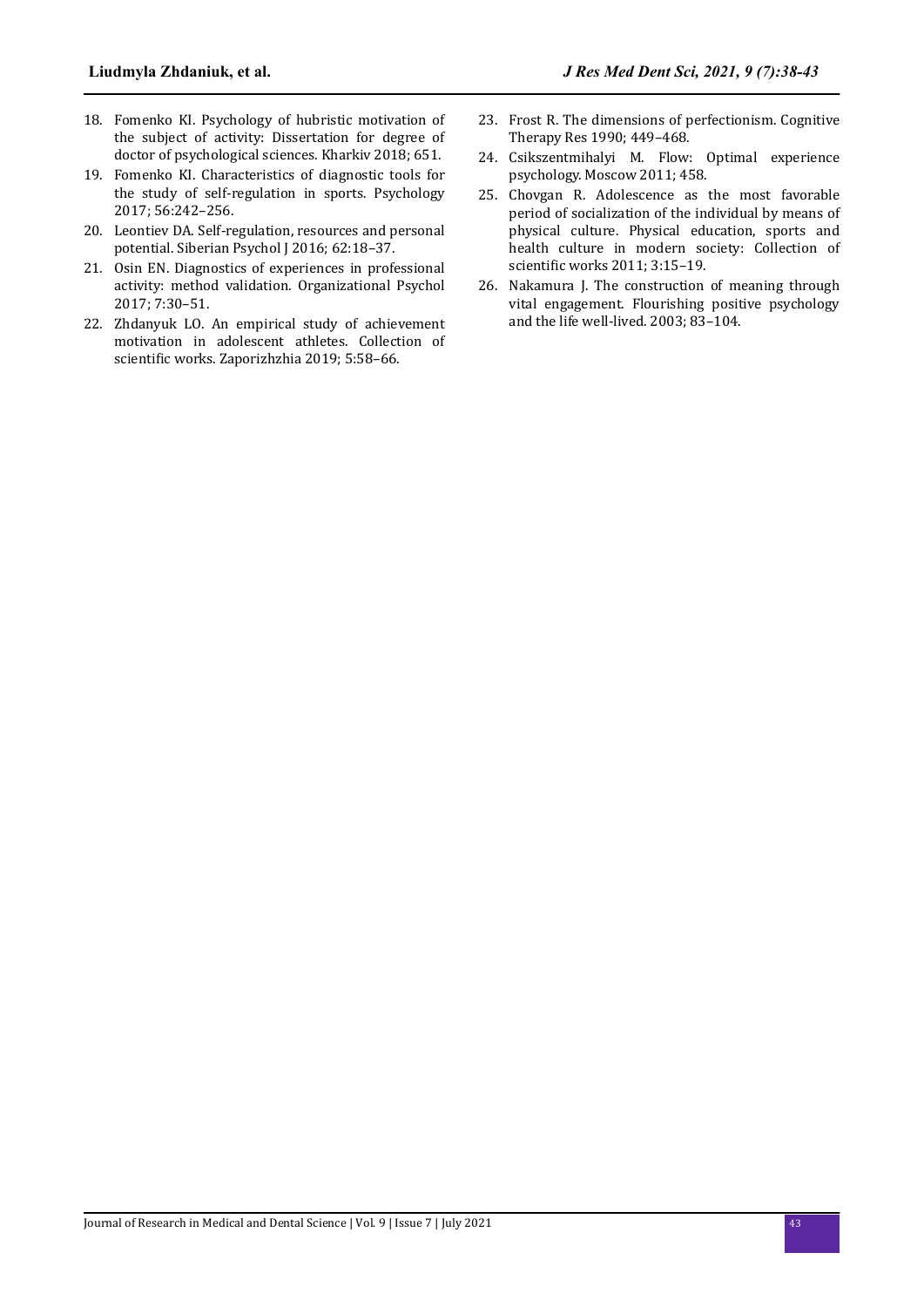18. Fomenko KI. Psychology of hubristic motivation of the subject of activity: Dissertation for degree of doctor of psychological sciences. Kharkiv 2018; 651.
19. Fomenko KI. Characteristics of diagnostic tools for the study of self-regulation in sports. Psychology 2017; 56:242–256.
20. Leontiev DA. Self-regulation, resources and personal potential. Siberian Psychol J 2016; 62:18–37.
21. Osin EN. Diagnostics of experiences in professional activity: method validation. Organizational Psychol 2017; 7:30–51.
22. Zhdanyuk LO. An empirical study of achievement motivation in adolescent athletes. Collection of scientific works. Zaporizhzhia 2019; 5:58–66.
23. Frost R. The dimensions of perfectionism. Cognitive Therapy Res 1990; 449–468.
24. Csikszentmihalyi M. Flow: Optimal experience psychology. Moscow 2011; 458.
25. Chovgan R. Adolescence as the most favorable period of socialization of the individual by means of physical culture. Physical education, sports and health culture in modern society: Collection of scientific works 2011; 3:15–19.
26. Nakamura J. The construction of meaning through vital engagement. Flourishing positive psychology and the life well-lived. 2003; 83–104.